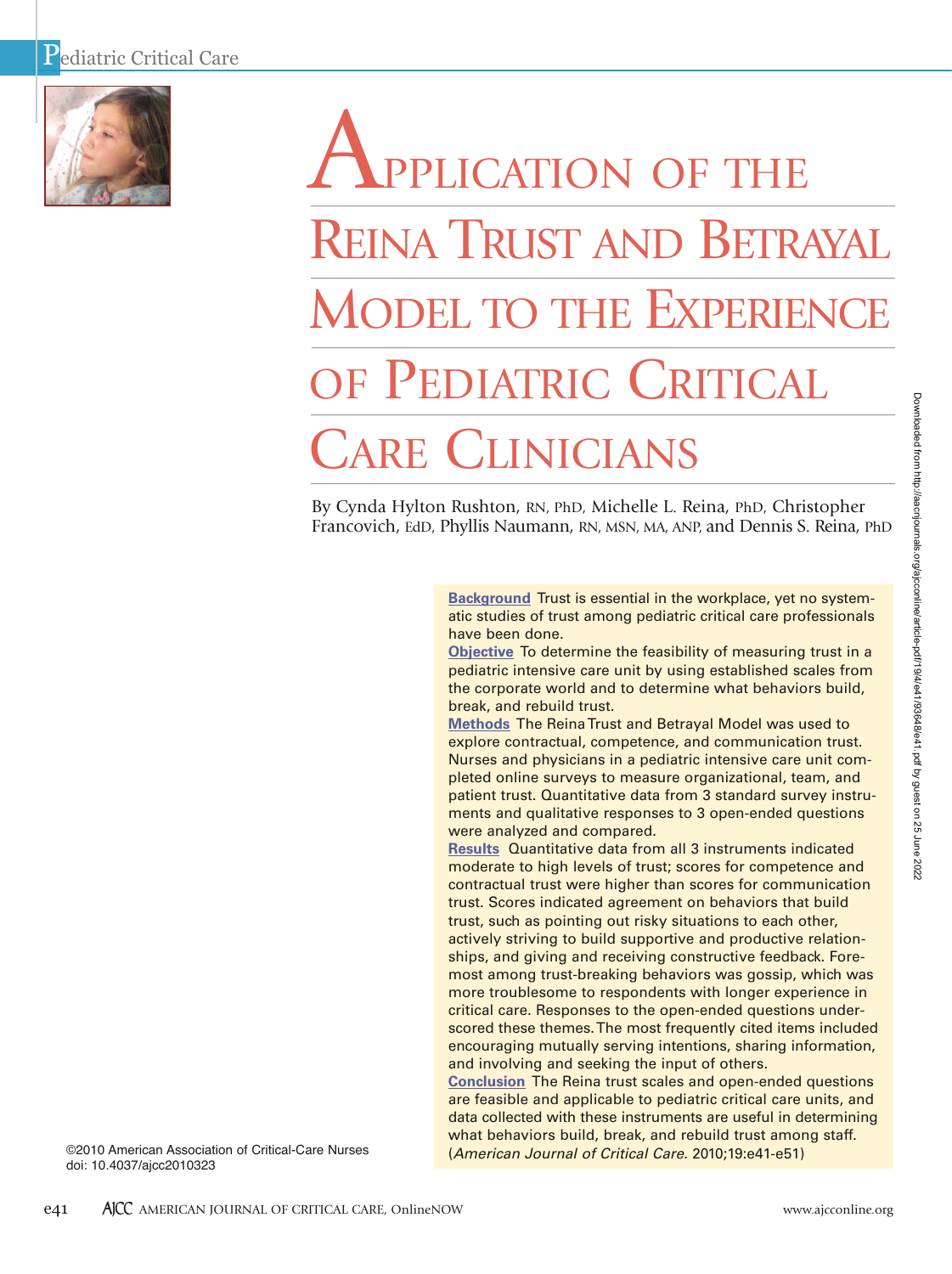# Application of the Reina Trust and Betrayal Model to the Experience of Pediatric Critical Care Clinicians

By Cynda Hylton Rushton, RN, PhD, Michelle L. Reina, PhD, Christopher Francovich, EdD, Phyllis Naumann, RN, MSN, MA, ANP, and Dennis S. Reina, PhD

**Background** Trust is essential in the workplace, yet no systematic studies of trust among pediatric critical care professionals have been done.

**Objective** To determine the feasibility of measuring trust in a pediatric intensive care unit by using established scales from the corporate world and to determine what behaviors build, break, and rebuild trust.

**Methods** The Reina Trust and Betrayal Model was used to explore contractual, competence, and communication trust. Nurses and physicians in a pediatric intensive care unit completed online surveys to measure organizational, team, and patient trust. Quantitative data from 3 standard survey instruments and qualitative responses to 3 open-ended questions were analyzed and compared.

**Results** Quantitative data from all 3 instruments indicated moderate to high levels of trust; scores for competence and contractual trust were higher than scores for communication trust. Scores indicated agreement on behaviors that build trust, such as pointing out risky situations to each other, actively striving to build supportive and productive relationships, and giving and receiving constructive feedback. Foremost among trust-breaking behaviors was gossip, which was more troublesome to respondents with longer experience in critical care. Responses to the open-ended questions underscored these themes. The most frequently cited items included encouraging mutually serving intentions, sharing information, and involving and seeking the input of others.

**Conclusion** The Reina trust scales and open-ended questions are feasible and applicable to pediatric critical care units, and data collected with these instruments are useful in determining what behaviors build, break, and rebuild trust among staff. (*American Journal of Critical Care.* 2010;19:e41-e51)

©2010 American Association of Critical-Care Nurses
doi: 10.4037/ajcc2010323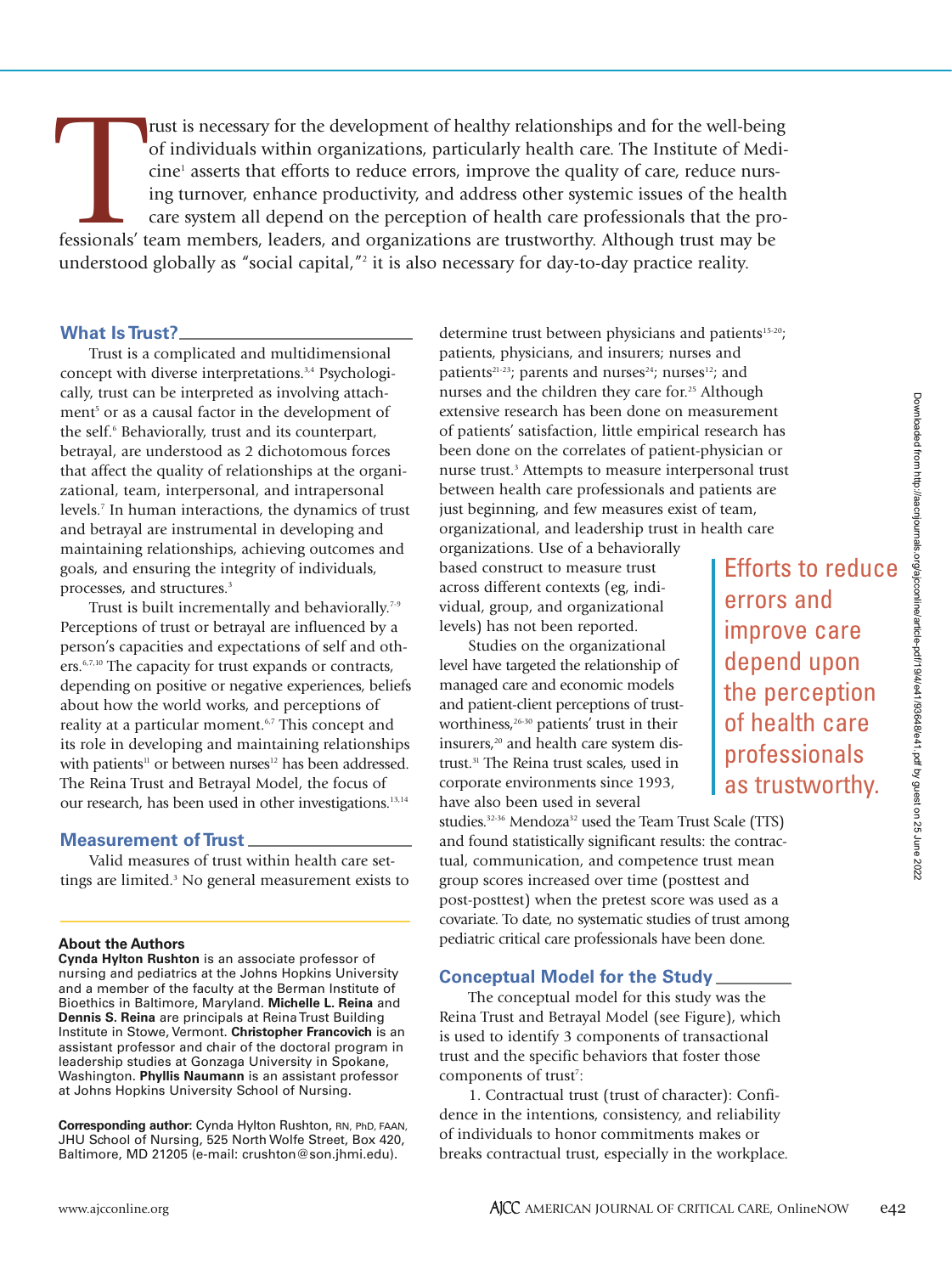Trust is necessary for the development of healthy relationships and for the well-being of individuals within organizations, particularly health care. The Institute of Medicine[1] asserts that efforts to reduce errors, improve the quality of care, reduce nursing turnover, enhance productivity, and address other systemic issues of the health care system all depend on the perception of health care professionals that the professionals' team members, leaders, and organizations are trustworthy. Although trust may be understood globally as "social capital,"[2] it is also necessary for day-to-day practice reality.

## What Is Trust?

Trust is a complicated and multidimensional concept with diverse interpretations.[3,4] Psychologically, trust can be interpreted as involving attachment[5] or as a causal factor in the development of the self.[6] Behaviorally, trust and its counterpart, betrayal, are understood as 2 dichotomous forces that affect the quality of relationships at the organizational, team, interpersonal, and intrapersonal levels.[7] In human interactions, the dynamics of trust and betrayal are instrumental in developing and maintaining relationships, achieving outcomes and goals, and ensuring the integrity of individuals, processes, and structures.[3]

Trust is built incrementally and behaviorally.[7-9] Perceptions of trust or betrayal are influenced by a person's capacities and expectations of self and others.[6,7,10] The capacity for trust expands or contracts, depending on positive or negative experiences, beliefs about how the world works, and perceptions of reality at a particular moment.[6,7] This concept and its role in developing and maintaining relationships with patients[11] or between nurses[12] has been addressed. The Reina Trust and Betrayal Model, the focus of our research, has been used in other investigations.[13,14]

## Measurement of Trust

Valid measures of trust within health care settings are limited.[3] No general measurement exists to determine trust between physicians and patients[15-20]; patients, physicians, and insurers; nurses and patients[21-23]; parents and nurses[24]; nurses[12]; and nurses and the children they care for.[25] Although extensive research has been done on measurement of patients' satisfaction, little empirical research has been done on the correlates of patient-physician or nurse trust.[3] Attempts to measure interpersonal trust between health care professionals and patients are just beginning, and few measures exist of team, organizational, and leadership trust in health care organizations. Use of a behaviorally based construct to measure trust across different contexts (eg, individual, group, and organizational levels) has not been reported.

> Efforts to reduce errors and improve care depend upon the perception of health care professionals as trustworthy.

Studies on the organizational level have targeted the relationship of managed care and economic models and patient-client perceptions of trustworthiness,[26-30] patients' trust in their insurers,[20] and health care system distrust.[31] The Reina trust scales, used in corporate environments since 1993, have also been used in several studies.[32-36] Mendoza[32] used the Team Trust Scale (TTS) and found statistically significant results: the contractual, communication, and competence trust mean group scores increased over time (posttest and post-posttest) when the pretest score was used as a covariate. To date, no systematic studies of trust among pediatric critical care professionals have been done.

## Conceptual Model for the Study

The conceptual model for this study was the Reina Trust and Betrayal Model (see Figure), which is used to identify 3 components of transactional trust and the specific behaviors that foster those components of trust[7]:

1. Contractual trust (trust of character): Confidence in the intentions, consistency, and reliability of individuals to honor commitments makes or breaks contractual trust, especially in the workplace.

**About the Authors**

**Cynda Hylton Rushton** is an associate professor of nursing and pediatrics at the Johns Hopkins University and a member of the faculty at the Berman Institute of Bioethics in Baltimore, Maryland. **Michelle L. Reina** and **Dennis S. Reina** are principals at Reina Trust Building Institute in Stowe, Vermont. **Christopher Francovich** is an assistant professor and chair of the doctoral program in leadership studies at Gonzaga University in Spokane, Washington. **Phyllis Naumann** is an assistant professor at Johns Hopkins University School of Nursing.

**Corresponding author:** Cynda Hylton Rushton, RN, PhD, FAAN, JHU School of Nursing, 525 North Wolfe Street, Box 420, Baltimore, MD 21205 (e-mail: crushton@son.jhmi.edu).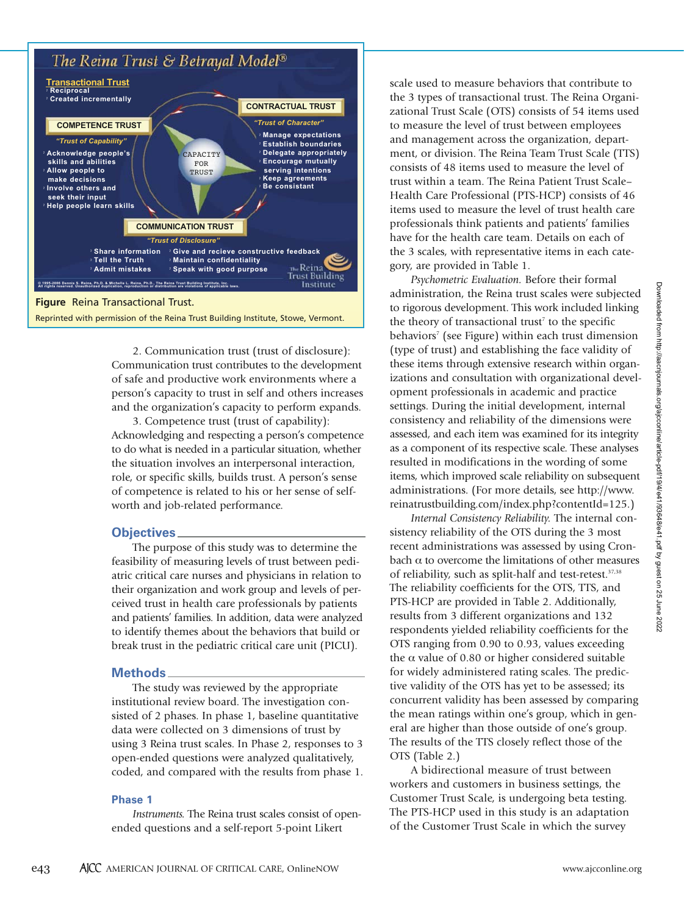**The Reina Trust & Betrayal Model®**

**Transactional Trust**
- Reciprocal
- Created incrementally

**COMPETENCE TRUST**
*"Trust of Capability"*
- Acknowledge people's skills and abilities
- Allow people to make decisions
- Involve others and seek their input
- Help people learn skills

**CONTRACTUAL TRUST**
*"Trust of Character"*
- Manage expectations
- Establish boundaries
- Delegate appropriately
- Encourage mutually serving intentions
- Keep agreements
- Be consistant

CAPACITY FOR TRUST

**COMMUNICATION TRUST**
*"Trust of Disclosure"*
- Share information
- Tell the Truth
- Admit mistakes
- Give and recieve constructive feedback
- Maintain confidentiality
- Speak with good purpose

© 1995-2006 Dennis S. Reina, Ph.D. & Michelle L. Reina, Ph.D., The Reina Trust Building Institute, Inc. All rights reserved. Unauthorized duplication, reproduction or distribution are violations of applicable laws.

The Reina Trust Building Institute

**Figure** Reina Transactional Trust.

Reprinted with permission of the Reina Trust Building Institute, Stowe, Vermont.

2. Communication trust (trust of disclosure): Communication trust contributes to the development of safe and productive work environments where a person's capacity to trust in self and others increases and the organization's capacity to perform expands.

3. Competence trust (trust of capability): Acknowledging and respecting a person's competence to do what is needed in a particular situation, whether the situation involves an interpersonal interaction, role, or specific skills, builds trust. A person's sense of competence is related to his or her sense of self-worth and job-related performance.

## Objectives

The purpose of this study was to determine the feasibility of measuring levels of trust between pediatric critical care nurses and physicians in relation to their organization and work group and levels of perceived trust in health care professionals by patients and patients' families. In addition, data were analyzed to identify themes about the behaviors that build or break trust in the pediatric critical care unit (PICU).

## Methods

The study was reviewed by the appropriate institutional review board. The investigation consisted of 2 phases. In phase 1, baseline quantitative data were collected on 3 dimensions of trust by using 3 Reina trust scales. In Phase 2, responses to 3 open-ended questions were analyzed qualitatively, coded, and compared with the results from phase 1.

### Phase 1

*Instruments.* The Reina trust scales consist of open-ended questions and a self-report 5-point Likert scale used to measure behaviors that contribute to the 3 types of transactional trust. The Reina Organizational Trust Scale (OTS) consists of 54 items used to measure the level of trust between employees and management across the organization, department, or division. The Reina Team Trust Scale (TTS) consists of 48 items used to measure the level of trust within a team. The Reina Patient Trust Scale–Health Care Professional (PTS-HCP) consists of 46 items used to measure the level of trust health care professionals think patients and patients' families have for the health care team. Details on each of the 3 scales, with representative items in each category, are provided in Table 1.

*Psychometric Evaluation.* Before their formal administration, the Reina trust scales were subjected to rigorous development. This work included linking the theory of transactional trust[7] to the specific behaviors[7] (see Figure) within each trust dimension (type of trust) and establishing the face validity of these items through extensive research within organizations and consultation with organizational development professionals in academic and practice settings. During the initial development, internal consistency and reliability of the dimensions were assessed, and each item was examined for its integrity as a component of its respective scale. These analyses resulted in modifications in the wording of some items, which improved scale reliability on subsequent administrations. (For more details, see http://www.reinatrustbuilding.com/index.php?contentId=125.)

*Internal Consistency Reliability.* The internal consistency reliability of the OTS during the 3 most recent administrations was assessed by using Cronbach $\alpha$ to overcome the limitations of other measures of reliability, such as split-half and test-retest.[37,38] The reliability coefficients for the OTS, TTS, and PTS-HCP are provided in Table 2. Additionally, results from 3 different organizations and 132 respondents yielded reliability coefficients for the OTS ranging from 0.90 to 0.93, values exceeding the $\alpha$ value of 0.80 or higher considered suitable for widely administered rating scales. The predictive validity of the OTS has yet to be assessed; its concurrent validity has been assessed by comparing the mean ratings within one's group, which in general are higher than those outside of one's group. The results of the TTS closely reflect those of the OTS (Table 2.)

A bidirectional measure of trust between workers and customers in business settings, the Customer Trust Scale, is undergoing beta testing. The PTS-HCP used in this study is an adaptation of the Customer Trust Scale in which the survey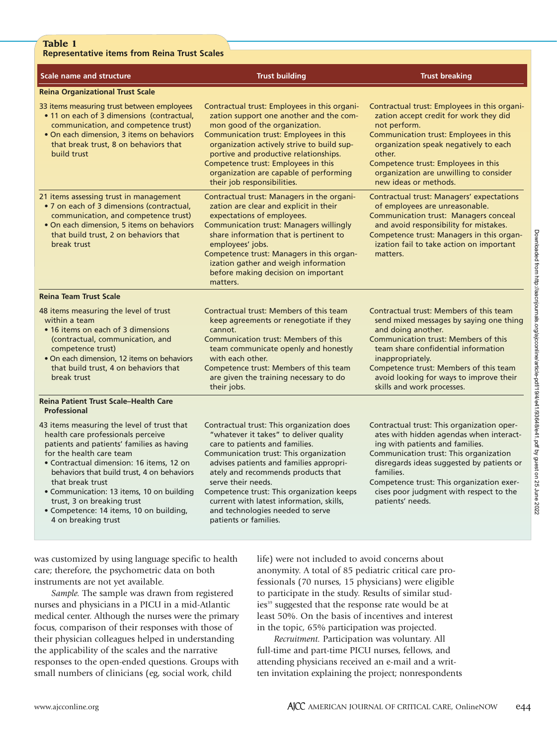**Table 1**
**Representative items from Reina Trust Scales**

| Scale name and structure | Trust building | Trust breaking |
|---|---|---|
| **Reina Organizational Trust Scale** | | |
| 33 items measuring trust between employees<br>• 11 on each of 3 dimensions (contractual, communication, and competence trust)<br>• On each dimension, 3 items on behaviors that break trust, 8 on behaviors that build trust | Contractual trust: Employees in this organization support one another and the common good of the organization.<br>Communication trust: Employees in this organization actively strive to build supportive and productive relationships.<br>Competence trust: Employees in this organization are capable of performing their job responsibilities. | Contractual trust: Employees in this organization accept credit for work they did not perform.<br>Communication trust: Employees in this organization speak negatively to each other.<br>Competence trust: Employees in this organization are unwilling to consider new ideas or methods. |
| 21 items assessing trust in management<br>• 7 on each of 3 dimensions (contractual, communication, and competence trust)<br>• On each dimension, 5 items on behaviors that build trust, 2 on behaviors that break trust | Contractual trust: Managers in the organization are clear and explicit in their expectations of employees.<br>Communication trust: Managers willingly share information that is pertinent to employees' jobs.<br>Competence trust: Managers in this organization gather and weigh information before making decision on important matters. | Contractual trust: Managers' expectations of employees are unreasonable.<br>Communication trust: Managers conceal and avoid responsibility for mistakes.<br>Competence trust: Managers in this organization fail to take action on important matters. |
| **Reina Team Trust Scale** | | |
| 48 items measuring the level of trust within a team<br>• 16 items on each of 3 dimensions (contractual, communication, and competence trust)<br>• On each dimension, 12 items on behaviors that build trust, 4 on behaviors that break trust | Contractual trust: Members of this team keep agreements or renegotiate if they cannot.<br>Communication trust: Members of this team communicate openly and honestly with each other.<br>Competence trust: Members of this team are given the training necessary to do their jobs. | Contractual trust: Members of this team send mixed messages by saying one thing and doing another.<br>Communication trust: Members of this team share confidential information inappropriately.<br>Competence trust: Members of this team avoid looking for ways to improve their skills and work processes. |
| **Reina Patient Trust Scale–Health Care Professional** | | |
| 43 items measuring the level of trust that health care professionals perceive patients and patients' families as having for the health care team<br>• Contractual dimension: 16 items, 12 on behaviors that build trust, 4 on behaviors that break trust<br>• Communication: 13 items, 10 on building trust, 3 on breaking trust<br>• Competence: 14 items, 10 on building, 4 on breaking trust | Contractual trust: This organization does "whatever it takes" to deliver quality care to patients and families.<br>Communication trust: This organization advises patients and families appropriately and recommends products that serve their needs.<br>Competence trust: This organization keeps current with latest information, skills, and technologies needed to serve patients or families. | Contractual trust: This organization operates with hidden agendas when interacting with patients and families.<br>Communication trust: This organization disregards ideas suggested by patients or families.<br>Competence trust: This organization exercises poor judgment with respect to the patients' needs. |

was customized by using language specific to health care; therefore, the psychometric data on both instruments are not yet available.

*Sample.* The sample was drawn from registered nurses and physicians in a PICU in a mid-Atlantic medical center. Although the nurses were the primary focus, comparison of their responses with those of their physician colleagues helped in understanding the applicability of the scales and the narrative responses to the open-ended questions. Groups with small numbers of clinicians (eg, social work, child life) were not included to avoid concerns about anonymity. A total of 85 pediatric critical care professionals (70 nurses, 15 physicians) were eligible to participate in the study. Results of similar studies[39] suggested that the response rate would be at least 50%. On the basis of incentives and interest in the topic, 65% participation was projected.

*Recruitment.* Participation was voluntary. All full-time and part-time PICU nurses, fellows, and attending physicians received an e-mail and a written invitation explaining the project; nonrespondents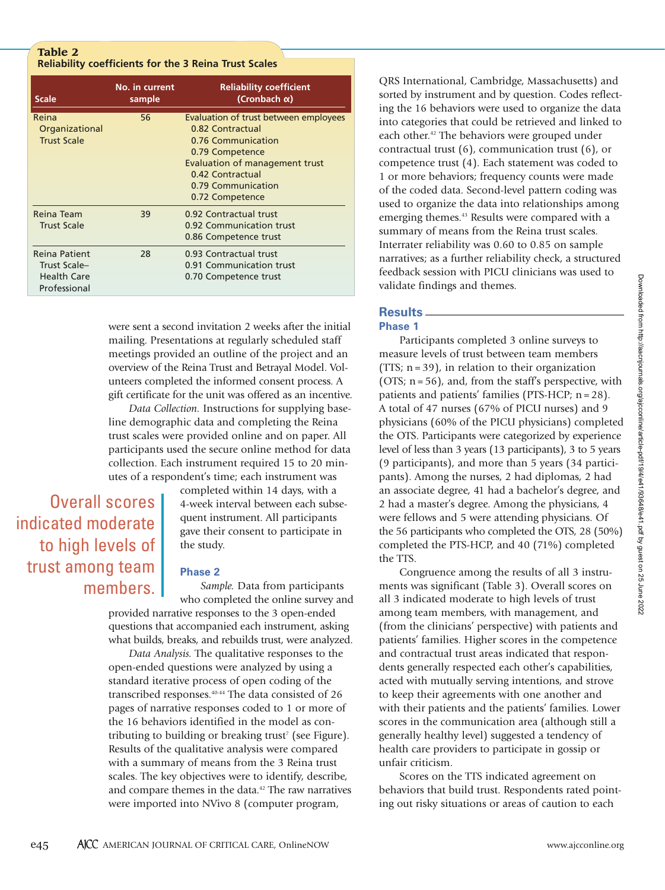**Table 2**
**Reliability coefficients for the 3 Reina Trust Scales**

| Scale | No. in current sample | Reliability coefficient (Cronbach α) |
|---|---|---|
| Reina Organizational Trust Scale | 56 | Evaluation of trust between employees<br>0.82 Contractual<br>0.76 Communication<br>0.79 Competence<br>Evaluation of management trust<br>0.42 Contractual<br>0.79 Communication<br>0.72 Competence |
| Reina Team Trust Scale | 39 | 0.92 Contractual trust<br>0.92 Communication trust<br>0.86 Competence trust |
| Reina Patient Trust Scale–Health Care Professional | 28 | 0.93 Contractual trust<br>0.91 Communication trust<br>0.70 Competence trust |

were sent a second invitation 2 weeks after the initial mailing. Presentations at regularly scheduled staff meetings provided an outline of the project and an overview of the Reina Trust and Betrayal Model. Volunteers completed the informed consent process. A gift certificate for the unit was offered as an incentive.

*Data Collection.* Instructions for supplying baseline demographic data and completing the Reina trust scales were provided online and on paper. All participants used the secure online method for data collection. Each instrument required 15 to 20 minutes of a respondent's time; each instrument was completed within 14 days, with a 4-week interval between each subsequent instrument. All participants gave their consent to participate in the study.

> Overall scores indicated moderate to high levels of trust among team members.

### Phase 2

*Sample.* Data from participants who completed the online survey and provided narrative responses to the 3 open-ended questions that accompanied each instrument, asking what builds, breaks, and rebuilds trust, were analyzed.

*Data Analysis.* The qualitative responses to the open-ended questions were analyzed by using a standard iterative process of open coding of the transcribed responses.[40-44] The data consisted of 26 pages of narrative responses coded to 1 or more of the 16 behaviors identified in the model as contributing to building or breaking trust[7] (see Figure). Results of the qualitative analysis were compared with a summary of means from the 3 Reina trust scales. The key objectives were to identify, describe, and compare themes in the data.[42] The raw narratives were imported into NVivo 8 (computer program, QRS International, Cambridge, Massachusetts) and sorted by instrument and by question. Codes reflecting the 16 behaviors were used to organize the data into categories that could be retrieved and linked to each other.[42] The behaviors were grouped under contractual trust (6), communication trust (6), or competence trust (4). Each statement was coded to 1 or more behaviors; frequency counts were made of the coded data. Second-level pattern coding was used to organize the data into relationships among emerging themes.[43] Results were compared with a summary of means from the Reina trust scales. Interrater reliability was 0.60 to 0.85 on sample narratives; as a further reliability check, a structured feedback session with PICU clinicians was used to validate findings and themes.

## Results

### Phase 1

Participants completed 3 online surveys to measure levels of trust between team members (TTS; n = 39), in relation to their organization (OTS; n = 56), and, from the staff's perspective, with patients and patients' families (PTS-HCP; n = 28). A total of 47 nurses (67% of PICU nurses) and 9 physicians (60% of the PICU physicians) completed the OTS. Participants were categorized by experience level of less than 3 years (13 participants), 3 to 5 years (9 participants), and more than 5 years (34 participants). Among the nurses, 2 had diplomas, 2 had an associate degree, 41 had a bachelor's degree, and 2 had a master's degree. Among the physicians, 4 were fellows and 5 were attending physicians. Of the 56 participants who completed the OTS, 28 (50%) completed the PTS-HCP, and 40 (71%) completed the TTS.

Congruence among the results of all 3 instruments was significant (Table 3). Overall scores on all 3 indicated moderate to high levels of trust among team members, with management, and (from the clinicians' perspective) with patients and patients' families. Higher scores in the competence and contractual trust areas indicated that respondents generally respected each other's capabilities, acted with mutually serving intentions, and strove to keep their agreements with one another and with their patients and the patients' families. Lower scores in the communication area (although still a generally healthy level) suggested a tendency of health care providers to participate in gossip or unfair criticism.

Scores on the TTS indicated agreement on behaviors that build trust. Respondents rated pointing out risky situations or areas of caution to each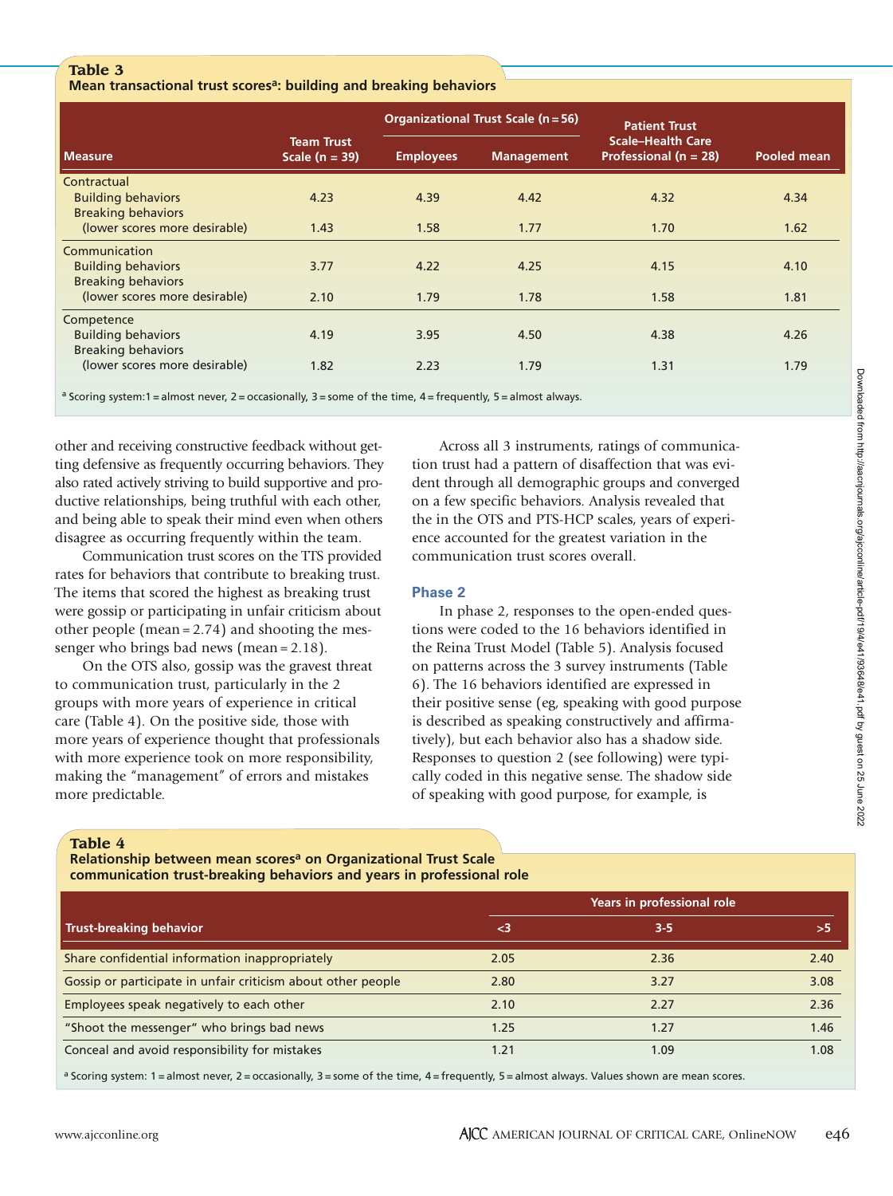**Table 3**
**Mean transactional trust scores[a]: building and breaking behaviors**

| Measure | Team Trust Scale (n = 39) | Organizational Trust Scale (n = 56) | | Patient Trust Scale–Health Care Professional (n = 28) | Pooled mean |
|---|---|---|---|---|---|
| | | Employees | Management | | |
| Contractual | | | | | |
| Building behaviors | 4.23 | 4.39 | 4.42 | 4.32 | 4.34 |
| Breaking behaviors (lower scores more desirable) | 1.43 | 1.58 | 1.77 | 1.70 | 1.62 |
| Communication | | | | | |
| Building behaviors | 3.77 | 4.22 | 4.25 | 4.15 | 4.10 |
| Breaking behaviors (lower scores more desirable) | 2.10 | 1.79 | 1.78 | 1.58 | 1.81 |
| Competence | | | | | |
| Building behaviors | 4.19 | 3.95 | 4.50 | 4.38 | 4.26 |
| Breaking behaviors (lower scores more desirable) | 1.82 | 2.23 | 1.79 | 1.31 | 1.79 |

[a] Scoring system: 1 = almost never, 2 = occasionally, 3 = some of the time, 4 = frequently, 5 = almost always.

other and receiving constructive feedback without getting defensive as frequently occurring behaviors. They also rated actively striving to build supportive and productive relationships, being truthful with each other, and being able to speak their mind even when others disagree as occurring frequently within the team.

Communication trust scores on the TTS provided rates for behaviors that contribute to breaking trust. The items that scored the highest as breaking trust were gossip or participating in unfair criticism about other people (mean = 2.74) and shooting the messenger who brings bad news (mean = 2.18).

On the OTS also, gossip was the gravest threat to communication trust, particularly in the 2 groups with more years of experience in critical care (Table 4). On the positive side, those with more years of experience thought that professionals with more experience took on more responsibility, making the "management" of errors and mistakes more predictable.

Across all 3 instruments, ratings of communication trust had a pattern of disaffection that was evident through all demographic groups and converged on a few specific behaviors. Analysis revealed that the in the OTS and PTS-HCP scales, years of experience accounted for the greatest variation in the communication trust scores overall.

### Phase 2

In phase 2, responses to the open-ended questions were coded to the 16 behaviors identified in the Reina Trust Model (Table 5). Analysis focused on patterns across the 3 survey instruments (Table 6). The 16 behaviors identified are expressed in their positive sense (eg, speaking with good purpose is described as speaking constructively and affirmatively), but each behavior also has a shadow side. Responses to question 2 (see following) were typically coded in this negative sense. The shadow side of speaking with good purpose, for example, is

**Table 4**
**Relationship between mean scores[a] on Organizational Trust Scale communication trust-breaking behaviors and years in professional role**

| Trust-breaking behavior | Years in professional role | | |
|---|---|---|---|
| | <3 | 3-5 | >5 |
| Share confidential information inappropriately | 2.05 | 2.36 | 2.40 |
| Gossip or participate in unfair criticism about other people | 2.80 | 3.27 | 3.08 |
| Employees speak negatively to each other | 2.10 | 2.27 | 2.36 |
| "Shoot the messenger" who brings bad news | 1.25 | 1.27 | 1.46 |
| Conceal and avoid responsibility for mistakes | 1.21 | 1.09 | 1.08 |

[a] Scoring system: 1 = almost never, 2 = occasionally, 3 = some of the time, 4 = frequently, 5 = almost always. Values shown are mean scores.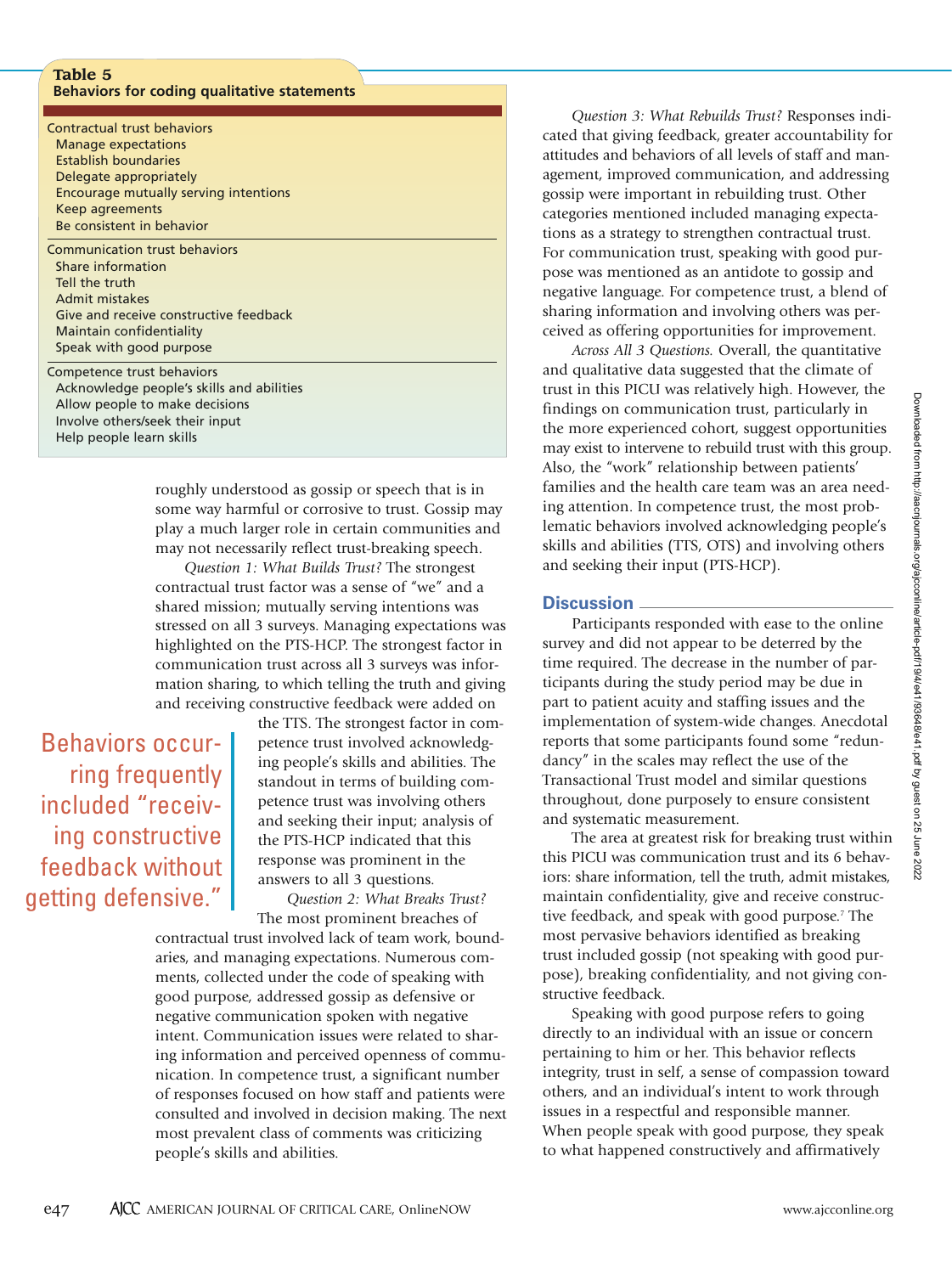**Table 5**
**Behaviors for coding qualitative statements**

| |
|---|
| Contractual trust behaviors |
| Manage expectations |
| Establish boundaries |
| Delegate appropriately |
| Encourage mutually serving intentions |
| Keep agreements |
| Be consistent in behavior |
| Communication trust behaviors |
| Share information |
| Tell the truth |
| Admit mistakes |
| Give and receive constructive feedback |
| Maintain confidentiality |
| Speak with good purpose |
| Competence trust behaviors |
| Acknowledge people's skills and abilities |
| Allow people to make decisions |
| Involve others/seek their input |
| Help people learn skills |

roughly understood as gossip or speech that is in some way harmful or corrosive to trust. Gossip may play a much larger role in certain communities and may not necessarily reflect trust-breaking speech.

*Question 1: What Builds Trust?* The strongest contractual trust factor was a sense of "we" and a shared mission; mutually serving intentions was stressed on all 3 surveys. Managing expectations was highlighted on the PTS-HCP. The strongest factor in communication trust across all 3 surveys was information sharing, to which telling the truth and giving and receiving constructive feedback were added on the TTS. The strongest factor in competence trust involved acknowledging people's skills and abilities. The standout in terms of building competence trust was involving others and seeking their input; analysis of the PTS-HCP indicated that this response was prominent in the answers to all 3 questions.

> Behaviors occurring frequently included "receiving constructive feedback without getting defensive."

*Question 2: What Breaks Trust?* The most prominent breaches of contractual trust involved lack of team work, boundaries, and managing expectations. Numerous comments, collected under the code of speaking with good purpose, addressed gossip as defensive or negative communication spoken with negative intent. Communication issues were related to sharing information and perceived openness of communication. In competence trust, a significant number of responses focused on how staff and patients were consulted and involved in decision making. The next most prevalent class of comments was criticizing people's skills and abilities.

*Question 3: What Rebuilds Trust?* Responses indicated that giving feedback, greater accountability for attitudes and behaviors of all levels of staff and management, improved communication, and addressing gossip were important in rebuilding trust. Other categories mentioned included managing expectations as a strategy to strengthen contractual trust. For communication trust, speaking with good purpose was mentioned as an antidote to gossip and negative language. For competence trust, a blend of sharing information and involving others was perceived as offering opportunities for improvement.

*Across All 3 Questions.* Overall, the quantitative and qualitative data suggested that the climate of trust in this PICU was relatively high. However, the findings on communication trust, particularly in the more experienced cohort, suggest opportunities may exist to intervene to rebuild trust with this group. Also, the "work" relationship between patients' families and the health care team was an area needing attention. In competence trust, the most problematic behaviors involved acknowledging people's skills and abilities (TTS, OTS) and involving others and seeking their input (PTS-HCP).

## Discussion

Participants responded with ease to the online survey and did not appear to be deterred by the time required. The decrease in the number of participants during the study period may be due in part to patient acuity and staffing issues and the implementation of system-wide changes. Anecdotal reports that some participants found some "redundancy" in the scales may reflect the use of the Transactional Trust model and similar questions throughout, done purposely to ensure consistent and systematic measurement.

The area at greatest risk for breaking trust within this PICU was communication trust and its 6 behaviors: share information, tell the truth, admit mistakes, maintain confidentiality, give and receive constructive feedback, and speak with good purpose.[7] The most pervasive behaviors identified as breaking trust included gossip (not speaking with good purpose), breaking confidentiality, and not giving constructive feedback.

Speaking with good purpose refers to going directly to an individual with an issue or concern pertaining to him or her. This behavior reflects integrity, trust in self, a sense of compassion toward others, and an individual's intent to work through issues in a respectful and responsible manner. When people speak with good purpose, they speak to what happened constructively and affirmatively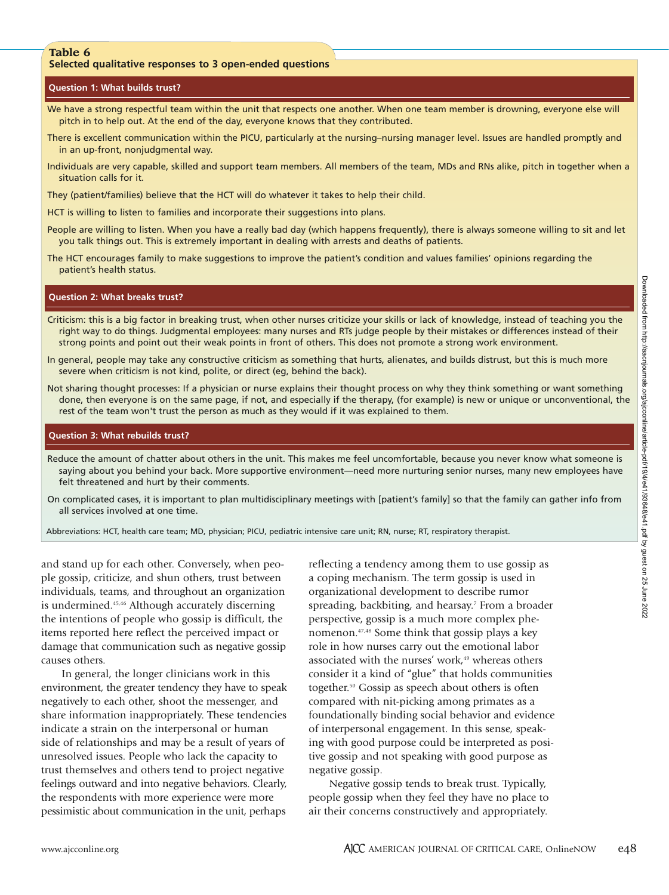**Table 6**
**Selected qualitative responses to 3 open-ended questions**

**Question 1: What builds trust?**

We have a strong respectful team within the unit that respects one another. When one team member is drowning, everyone else will pitch in to help out. At the end of the day, everyone knows that they contributed.

There is excellent communication within the PICU, particularly at the nursing–nursing manager level. Issues are handled promptly and in an up-front, nonjudgmental way.

Individuals are very capable, skilled and support team members. All members of the team, MDs and RNs alike, pitch in together when a situation calls for it.

They (patient/families) believe that the HCT will do whatever it takes to help their child.

HCT is willing to listen to families and incorporate their suggestions into plans.

People are willing to listen. When you have a really bad day (which happens frequently), there is always someone willing to sit and let you talk things out. This is extremely important in dealing with arrests and deaths of patients.

The HCT encourages family to make suggestions to improve the patient's condition and values families' opinions regarding the patient's health status.

**Question 2: What breaks trust?**

Criticism: this is a big factor in breaking trust, when other nurses criticize your skills or lack of knowledge, instead of teaching you the right way to do things. Judgmental employees: many nurses and RTs judge people by their mistakes or differences instead of their strong points and point out their weak points in front of others. This does not promote a strong work environment.

In general, people may take any constructive criticism as something that hurts, alienates, and builds distrust, but this is much more severe when criticism is not kind, polite, or direct (eg, behind the back).

Not sharing thought processes: If a physician or nurse explains their thought process on why they think something or want something done, then everyone is on the same page, if not, and especially if the therapy, (for example) is new or unique or unconventional, the rest of the team won't trust the person as much as they would if it was explained to them.

**Question 3: What rebuilds trust?**

Reduce the amount of chatter about others in the unit. This makes me feel uncomfortable, because you never know what someone is saying about you behind your back. More supportive environment—need more nurturing senior nurses, many new employees have felt threatened and hurt by their comments.

On complicated cases, it is important to plan multidisciplinary meetings with [patient's family] so that the family can gather info from all services involved at one time.

Abbreviations: HCT, health care team; MD, physician; PICU, pediatric intensive care unit; RN, nurse; RT, respiratory therapist.

and stand up for each other. Conversely, when people gossip, criticize, and shun others, trust between individuals, teams, and throughout an organization is undermined.[45,46] Although accurately discerning the intentions of people who gossip is difficult, the items reported here reflect the perceived impact or damage that communication such as negative gossip causes others.

In general, the longer clinicians work in this environment, the greater tendency they have to speak negatively to each other, shoot the messenger, and share information inappropriately. These tendencies indicate a strain on the interpersonal or human side of relationships and may be a result of years of unresolved issues. People who lack the capacity to trust themselves and others tend to project negative feelings outward and into negative behaviors. Clearly, the respondents with more experience were more pessimistic about communication in the unit, perhaps reflecting a tendency among them to use gossip as a coping mechanism. The term gossip is used in organizational development to describe rumor spreading, backbiting, and hearsay.[7] From a broader perspective, gossip is a much more complex phenomenon.[47,48] Some think that gossip plays a key role in how nurses carry out the emotional labor associated with the nurses' work,[49] whereas others consider it a kind of "glue" that holds communities together.[50] Gossip as speech about others is often compared with nit-picking among primates as a foundationally binding social behavior and evidence of interpersonal engagement. In this sense, speaking with good purpose could be interpreted as positive gossip and not speaking with good purpose as negative gossip.

Negative gossip tends to break trust. Typically, people gossip when they feel they have no place to air their concerns constructively and appropriately.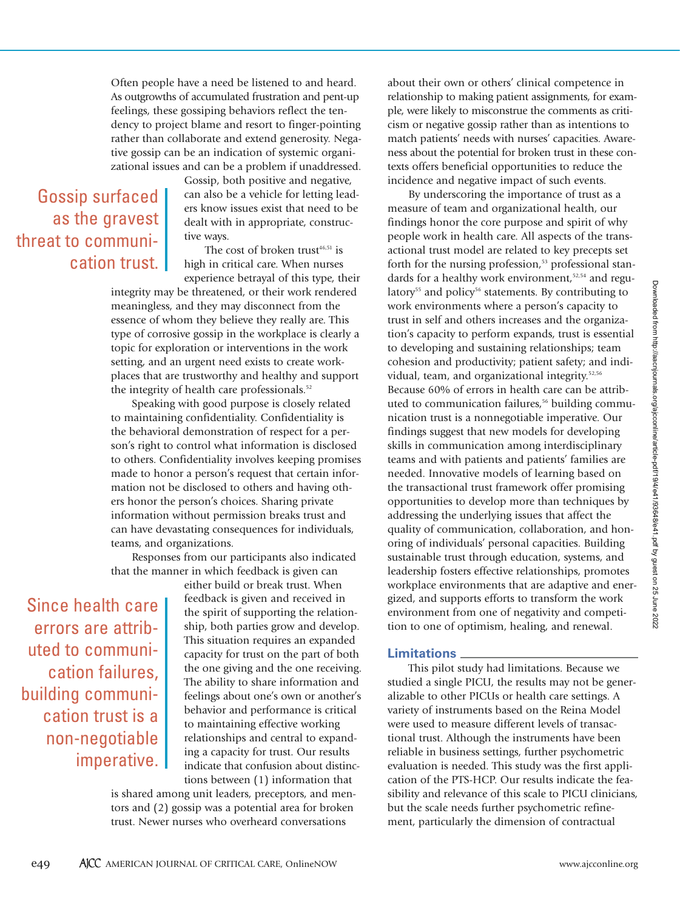Often people have a need be listened to and heard. As outgrowths of accumulated frustration and pent-up feelings, these gossiping behaviors reflect the tendency to project blame and resort to finger-pointing rather than collaborate and extend generosity. Negative gossip can be an indication of systemic organizational issues and can be a problem if unaddressed. Gossip, both positive and negative, can also be a vehicle for letting leaders know issues exist that need to be dealt with in appropriate, constructive ways.

> Gossip surfaced as the gravest threat to communication trust.

The cost of broken trust[46,51] is high in critical care. When nurses experience betrayal of this type, their integrity may be threatened, or their work rendered meaningless, and they may disconnect from the essence of whom they believe they really are. This type of corrosive gossip in the workplace is clearly a topic for exploration or interventions in the work setting, and an urgent need exists to create workplaces that are trustworthy and healthy and support the integrity of health care professionals.[52]

Speaking with good purpose is closely related to maintaining confidentiality. Confidentiality is the behavioral demonstration of respect for a person's right to control what information is disclosed to others. Confidentiality involves keeping promises made to honor a person's request that certain information not be disclosed to others and having others honor the person's choices. Sharing private information without permission breaks trust and can have devastating consequences for individuals, teams, and organizations.

Responses from our participants also indicated that the manner in which feedback is given can either build or break trust. When feedback is given and received in the spirit of supporting the relationship, both parties grow and develop. This situation requires an expanded capacity for trust on the part of both the one giving and the one receiving. The ability to share information and feelings about one's own or another's behavior and performance is critical to maintaining effective working relationships and central to expanding a capacity for trust. Our results indicate that confusion about distinctions between (1) information that is shared among unit leaders, preceptors, and mentors and (2) gossip was a potential area for broken trust. Newer nurses who overheard conversations about their own or others' clinical competence in relationship to making patient assignments, for example, were likely to misconstrue the comments as criticism or negative gossip rather than as intentions to match patients' needs with nurses' capacities. Awareness about the potential for broken trust in these contexts offers beneficial opportunities to reduce the incidence and negative impact of such events.

> Since health care errors are attributed to communication failures, building communication trust is a non-negotiable imperative.

By underscoring the importance of trust as a measure of team and organizational health, our findings honor the core purpose and spirit of why people work in health care. All aspects of the transactional trust model are related to key precepts set forth for the nursing profession,[53] professional standards for a healthy work environment,[52,54] and regulatory[55] and policy[56] statements. By contributing to work environments where a person's capacity to trust in self and others increases and the organization's capacity to perform expands, trust is essential to developing and sustaining relationships; team cohesion and productivity; patient safety; and individual, team, and organizational integrity.[52,56] Because 60% of errors in health care can be attributed to communication failures,[56] building communication trust is a nonnegotiable imperative. Our findings suggest that new models for developing skills in communication among interdisciplinary teams and with patients and patients' families are needed. Innovative models of learning based on the transactional trust framework offer promising opportunities to develop more than techniques by addressing the underlying issues that affect the quality of communication, collaboration, and honoring of individuals' personal capacities. Building sustainable trust through education, systems, and leadership fosters effective relationships, promotes workplace environments that are adaptive and energized, and supports efforts to transform the work environment from one of negativity and competition to one of optimism, healing, and renewal.

## Limitations

This pilot study had limitations. Because we studied a single PICU, the results may not be generalizable to other PICUs or health care settings. A variety of instruments based on the Reina Model were used to measure different levels of transactional trust. Although the instruments have been reliable in business settings, further psychometric evaluation is needed. This study was the first application of the PTS-HCP. Our results indicate the feasibility and relevance of this scale to PICU clinicians, but the scale needs further psychometric refinement, particularly the dimension of contractual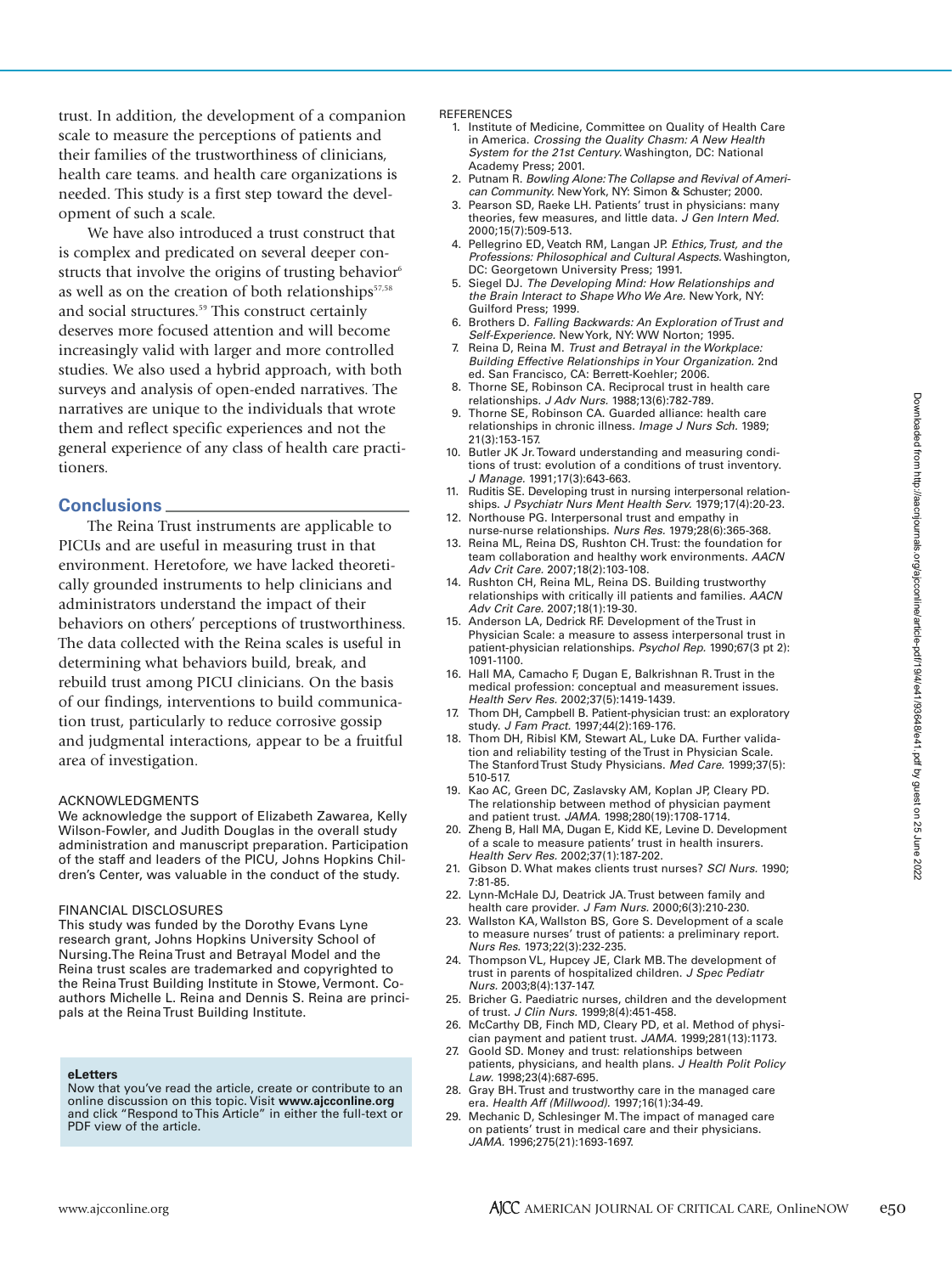trust. In addition, the development of a companion scale to measure the perceptions of patients and their families of the trustworthiness of clinicians, health care teams. and health care organizations is needed. This study is a first step toward the development of such a scale.

We have also introduced a trust construct that is complex and predicated on several deeper constructs that involve the origins of trusting behavior[6] as well as on the creation of both relationships[57,58] and social structures.[59] This construct certainly deserves more focused attention and will become increasingly valid with larger and more controlled studies. We also used a hybrid approach, with both surveys and analysis of open-ended narratives. The narratives are unique to the individuals that wrote them and reflect specific experiences and not the general experience of any class of health care practitioners.

## Conclusions

The Reina Trust instruments are applicable to PICUs and are useful in measuring trust in that environment. Heretofore, we have lacked theoretically grounded instruments to help clinicians and administrators understand the impact of their behaviors on others' perceptions of trustworthiness. The data collected with the Reina scales is useful in determining what behaviors build, break, and rebuild trust among PICU clinicians. On the basis of our findings, interventions to build communication trust, particularly to reduce corrosive gossip and judgmental interactions, appear to be a fruitful area of investigation.

### ACKNOWLEDGMENTS

We acknowledge the support of Elizabeth Zawarea, Kelly Wilson-Fowler, and Judith Douglas in the overall study administration and manuscript preparation. Participation of the staff and leaders of the PICU, Johns Hopkins Children's Center, was valuable in the conduct of the study.

### FINANCIAL DISCLOSURES

This study was funded by the Dorothy Evans Lyne research grant, Johns Hopkins University School of Nursing. The Reina Trust and Betrayal Model and the Reina trust scales are trademarked and copyrighted to the Reina Trust Building Institute in Stowe, Vermont. Coauthors Michelle L. Reina and Dennis S. Reina are principals at the Reina Trust Building Institute.

**eLetters**

Now that you've read the article, create or contribute to an online discussion on this topic. Visit **www.ajcconline.org** and click "Respond to This Article" in either the full-text or PDF view of the article.

### REFERENCES

1. Institute of Medicine, Committee on Quality of Health Care in America. *Crossing the Quality Chasm: A New Health System for the 21st Century.* Washington, DC: National Academy Press; 2001.
2. Putnam R. *Bowling Alone: The Collapse and Revival of American Community.* New York, NY: Simon & Schuster; 2000.
3. Pearson SD, Raeke LH. Patients' trust in physicians: many theories, few measures, and little data. *J Gen Intern Med.* 2000;15(7):509-513.
4. Pellegrino ED, Veatch RM, Langan JP. *Ethics, Trust, and the Professions: Philosophical and Cultural Aspects.* Washington, DC: Georgetown University Press; 1991.
5. Siegel DJ. *The Developing Mind: How Relationships and the Brain Interact to Shape Who We Are.* New York, NY: Guilford Press; 1999.
6. Brothers D. *Falling Backwards: An Exploration of Trust and Self-Experience.* New York, NY: WW Norton; 1995.
7. Reina D, Reina M. *Trust and Betrayal in the Workplace: Building Effective Relationships in Your Organization.* 2nd ed. San Francisco, CA: Berrett-Koehler; 2006.
8. Thorne SE, Robinson CA. Reciprocal trust in health care relationships. *J Adv Nurs.* 1988;13(6):782-789.
9. Thorne SE, Robinson CA. Guarded alliance: health care relationships in chronic illness. *Image J Nurs Sch.* 1989; 21(3):153-157.
10. Butler JK Jr. Toward understanding and measuring conditions of trust: evolution of a conditions of trust inventory. *J Manage.* 1991;17(3):643-663.
11. Ruditis SE. Developing trust in nursing interpersonal relationships. *J Psychiatr Nurs Ment Health Serv.* 1979;17(4):20-23.
12. Northouse PG. Interpersonal trust and empathy in nurse-nurse relationships. *Nurs Res.* 1979;28(6):365-368.
13. Reina ML, Reina DS, Rushton CH. Trust: the foundation for team collaboration and healthy work environments. *AACN Adv Crit Care.* 2007;18(2):103-108.
14. Rushton CH, Reina ML, Reina DS. Building trustworthy relationships with critically ill patients and families. *AACN Adv Crit Care.* 2007;18(1):19-30.
15. Anderson LA, Dedrick RF. Development of the Trust in Physician Scale: a measure to assess interpersonal trust in patient-physician relationships. *Psychol Rep.* 1990;67(3 pt 2): 1091-1100.
16. Hall MA, Camacho F, Dugan E, Balkrishnan R. Trust in the medical profession: conceptual and measurement issues. *Health Serv Res.* 2002;37(5):1419-1439.
17. Thom DH, Campbell B. Patient-physician trust: an exploratory study. *J Fam Pract.* 1997;44(2):169-176.
18. Thom DH, Ribisl KM, Stewart AL, Luke DA. Further validation and reliability testing of the Trust in Physician Scale. The Stanford Trust Study Physicians. *Med Care.* 1999;37(5): 510-517.
19. Kao AC, Green DC, Zaslavsky AM, Koplan JP, Cleary PD. The relationship between method of physician payment and patient trust. *JAMA.* 1998;280(19):1708-1714.
20. Zheng B, Hall MA, Dugan E, Kidd KE, Levine D. Development of a scale to measure patients' trust in health insurers. *Health Serv Res.* 2002;37(1):187-202.
21. Gibson D. What makes clients trust nurses? *SCI Nurs.* 1990; 7:81-85.
22. Lynn-McHale DJ, Deatrick JA. Trust between family and health care provider. *J Fam Nurs.* 2000;6(3):210-230.
23. Wallston KA, Wallston BS, Gore S. Development of a scale to measure nurses' trust of patients: a preliminary report. *Nurs Res.* 1973;22(3):232-235.
24. Thompson VL, Hupcey JE, Clark MB. The development of trust in parents of hospitalized children. *J Spec Pediatr Nurs.* 2003;8(4):137-147.
25. Bricher G. Paediatric nurses, children and the development of trust. *J Clin Nurs.* 1999;8(4):451-458.
26. McCarthy DB, Finch MD, Cleary PD, et al. Method of physician payment and patient trust. *JAMA.* 1999;281(13):1173.
27. Goold SD. Money and trust: relationships between patients, physicians, and health plans. *J Health Polit Policy Law.* 1998;23(4):687-695.
28. Gray BH. Trust and trustworthy care in the managed care era. *Health Aff (Millwood).* 1997;16(1):34-49.
29. Mechanic D, Schlesinger M. The impact of managed care on patients' trust in medical care and their physicians. *JAMA.* 1996;275(21):1693-1697.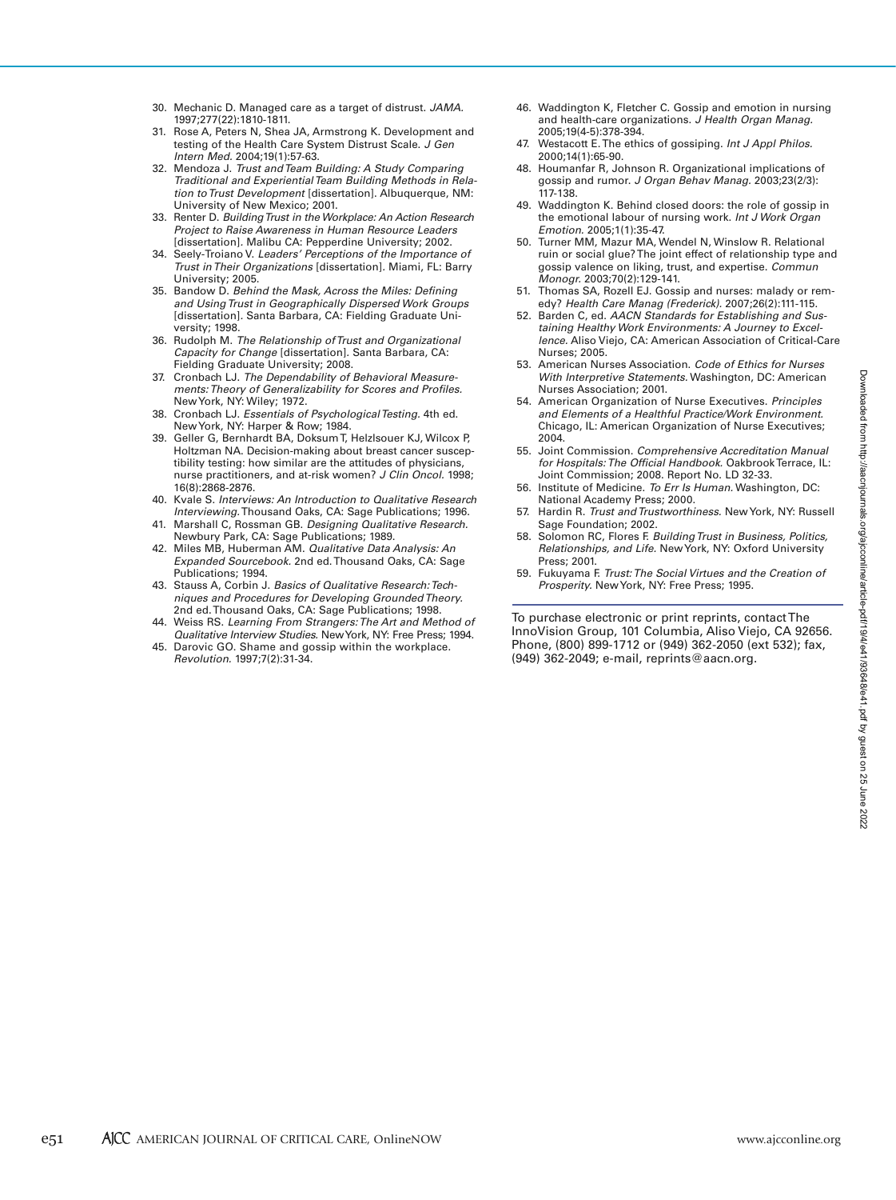30. Mechanic D. Managed care as a target of distrust. *JAMA.* 1997;277(22):1810-1811.
31. Rose A, Peters N, Shea JA, Armstrong K. Development and testing of the Health Care System Distrust Scale. *J Gen Intern Med.* 2004;19(1):57-63.
32. Mendoza J. *Trust and Team Building: A Study Comparing Traditional and Experiential Team Building Methods in Relation to Trust Development* [dissertation]. Albuquerque, NM: University of New Mexico; 2001.
33. Renter D. *Building Trust in the Workplace: An Action Research Project to Raise Awareness in Human Resource Leaders* [dissertation]. Malibu CA: Pepperdine University; 2002.
34. Seely-Troiano V. *Leaders' Perceptions of the Importance of Trust in Their Organizations* [dissertation]. Miami, FL: Barry University; 2005.
35. Bandow D. *Behind the Mask, Across the Miles: Defining and Using Trust in Geographically Dispersed Work Groups* [dissertation]. Santa Barbara, CA: Fielding Graduate University; 1998.
36. Rudolph M. *The Relationship of Trust and Organizational Capacity for Change* [dissertation]. Santa Barbara, CA: Fielding Graduate University; 2008.
37. Cronbach LJ. *The Dependability of Behavioral Measurements: Theory of Generalizability for Scores and Profiles.* New York, NY: Wiley; 1972.
38. Cronbach LJ. *Essentials of Psychological Testing.* 4th ed. New York, NY: Harper & Row; 1984.
39. Geller G, Bernhardt BA, Doksum T, Helzlsouer KJ, Wilcox P, Holtzman NA. Decision-making about breast cancer susceptibility testing: how similar are the attitudes of physicians, nurse practitioners, and at-risk women? *J Clin Oncol.* 1998; 16(8):2868-2876.
40. Kvale S. *Interviews: An Introduction to Qualitative Research Interviewing.* Thousand Oaks, CA: Sage Publications; 1996.
41. Marshall C, Rossman GB. *Designing Qualitative Research.* Newbury Park, CA: Sage Publications; 1989.
42. Miles MB, Huberman AM. *Qualitative Data Analysis: An Expanded Sourcebook.* 2nd ed. Thousand Oaks, CA: Sage Publications; 1994.
43. Stauss A, Corbin J. *Basics of Qualitative Research: Techniques and Procedures for Developing Grounded Theory.* 2nd ed. Thousand Oaks, CA: Sage Publications; 1998.
44. Weiss RS. *Learning From Strangers: The Art and Method of Qualitative Interview Studies.* New York, NY: Free Press; 1994.
45. Darovic GO. Shame and gossip within the workplace. *Revolution.* 1997;7(2):31-34.
46. Waddington K, Fletcher C. Gossip and emotion in nursing and health-care organizations. *J Health Organ Manag.* 2005;19(4-5):378-394.
47. Westacott E. The ethics of gossiping. *Int J Appl Philos.* 2000;14(1):65-90.
48. Houmanfar R, Johnson R. Organizational implications of gossip and rumor. *J Organ Behav Manag.* 2003;23(2/3): 117-138.
49. Waddington K. Behind closed doors: the role of gossip in the emotional labour of nursing work. *Int J Work Organ Emotion.* 2005;1(1):35-47.
50. Turner MM, Mazur MA, Wendel N, Winslow R. Relational ruin or social glue? The joint effect of relationship type and gossip valence on liking, trust, and expertise. *Commun Monogr.* 2003;70(2):129-141.
51. Thomas SA, Rozell EJ. Gossip and nurses: malady or remedy? *Health Care Manag (Frederick).* 2007;26(2):111-115.
52. Barden C, ed. *AACN Standards for Establishing and Sustaining Healthy Work Environments: A Journey to Excellence.* Aliso Viejo, CA: American Association of Critical-Care Nurses; 2005.
53. American Nurses Association. *Code of Ethics for Nurses With Interpretive Statements.* Washington, DC: American Nurses Association; 2001.
54. American Organization of Nurse Executives. *Principles and Elements of a Healthful Practice/Work Environment.* Chicago, IL: American Organization of Nurse Executives; 2004.
55. Joint Commission. *Comprehensive Accreditation Manual for Hospitals: The Official Handbook.* Oakbrook Terrace, IL: Joint Commission; 2008. Report No. LD 32-33.
56. Institute of Medicine. *To Err Is Human.* Washington, DC: National Academy Press; 2000.
57. Hardin R. *Trust and Trustworthiness.* New York, NY: Russell Sage Foundation; 2002.
58. Solomon RC, Flores F. *Building Trust in Business, Politics, Relationships, and Life.* New York, NY: Oxford University Press; 2001.
59. Fukuyama F. *Trust: The Social Virtues and the Creation of Prosperity.* New York, NY: Free Press; 1995.

To purchase electronic or print reprints, contact The InnoVision Group, 101 Columbia, Aliso Viejo, CA 92656. Phone, (800) 899-1712 or (949) 362-2050 (ext 532); fax, (949) 362-2049; e-mail, reprints@aacn.org.